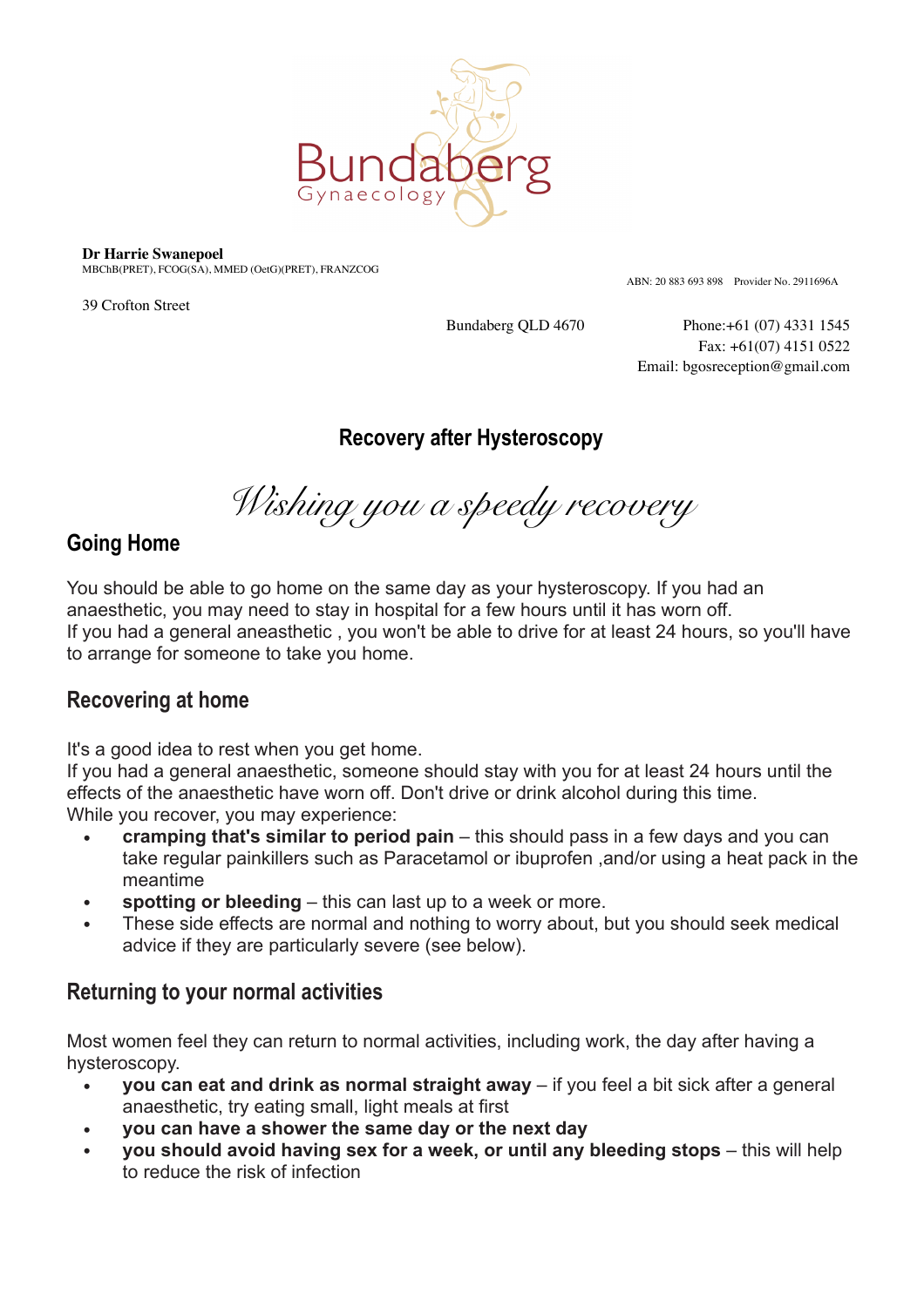Bundaberg Gynaecology

**Dr Harrie Swanepoel**
MBChB(PRET), FCOG(SA), MMED (OetG)(PRET), FRANZCOG

ABN: 20 883 693 898 Provider No. 2911696A

39 Crofton Street
Bundaberg QLD 4670

Phone:+61 (07) 4331 1545
Fax: +61(07) 4151 0522
Email: bgosreception@gmail.com

# Recovery after Hysteroscopy

*Wishing you a speedy recovery*

## Going Home

You should be able to go home on the same day as your hysteroscopy. If you had an anaesthetic, you may need to stay in hospital for a few hours until it has worn off.
If you had a general aneasthetic , you won't be able to drive for at least 24 hours, so you'll have to arrange for someone to take you home.

## Recovering at home

It's a good idea to rest when you get home.
If you had a general anaesthetic, someone should stay with you for at least 24 hours until the effects of the anaesthetic have worn off. Don't drive or drink alcohol during this time.
While you recover, you may experience:

- **cramping that's similar to period pain** – this should pass in a few days and you can take regular painkillers such as Paracetamol or ibuprofen ,and/or using a heat pack in the meantime
- **spotting or bleeding** – this can last up to a week or more.
- These side effects are normal and nothing to worry about, but you should seek medical advice if they are particularly severe (see below).

## Returning to your normal activities

Most women feel they can return to normal activities, including work, the day after having a hysteroscopy.

- **you can eat and drink as normal straight away** – if you feel a bit sick after a general anaesthetic, try eating small, light meals at first
- **you can have a shower the same day or the next day**
- **you should avoid having sex for a week, or until any bleeding stops** – this will help to reduce the risk of infection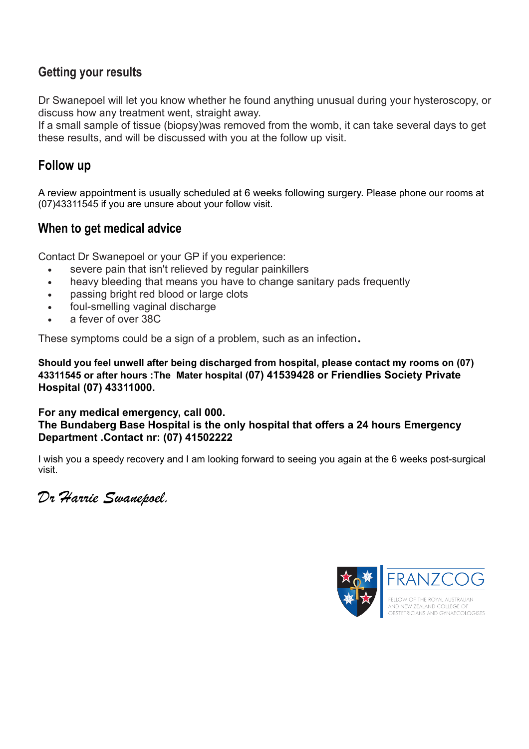## Getting your results

Dr Swanepoel will let you know whether he found anything unusual during your hysteroscopy, or discuss how any treatment went, straight away.
If a small sample of tissue (biopsy)was removed from the womb, it can take several days to get these results, and will be discussed with you at the follow up visit.

## Follow up

A review appointment is usually scheduled at 6 weeks following surgery. Please phone our rooms at (07)43311545 if you are unsure about your follow visit.

## When to get medical advice

Contact Dr Swanepoel or your GP if you experience:

- severe pain that isn't relieved by regular painkillers
- heavy bleeding that means you have to change sanitary pads frequently
- passing bright red blood or large clots
- foul-smelling vaginal discharge
- a fever of over 38C

These symptoms could be a sign of a problem, such as an infection.

**Should you feel unwell after being discharged from hospital, please contact my rooms on (07) 43311545 or after hours :The Mater hospital (07) 41539428 or Friendlies Society Private Hospital (07) 43311000.**

**For any medical emergency, call 000.**
**The Bundaberg Base Hospital is the only hospital that offers a 24 hours Emergency Department .Contact nr: (07) 41502222**

I wish you a speedy recovery and I am looking forward to seeing you again at the 6 weeks post-surgical visit.

*Dr Harrie Swanepoel.*

FRANZCOG
FELLOW OF THE ROYAL AUSTRALIAN AND NEW ZEALAND COLLEGE OF OBSTETRICIANS AND GYNAECOLOGISTS